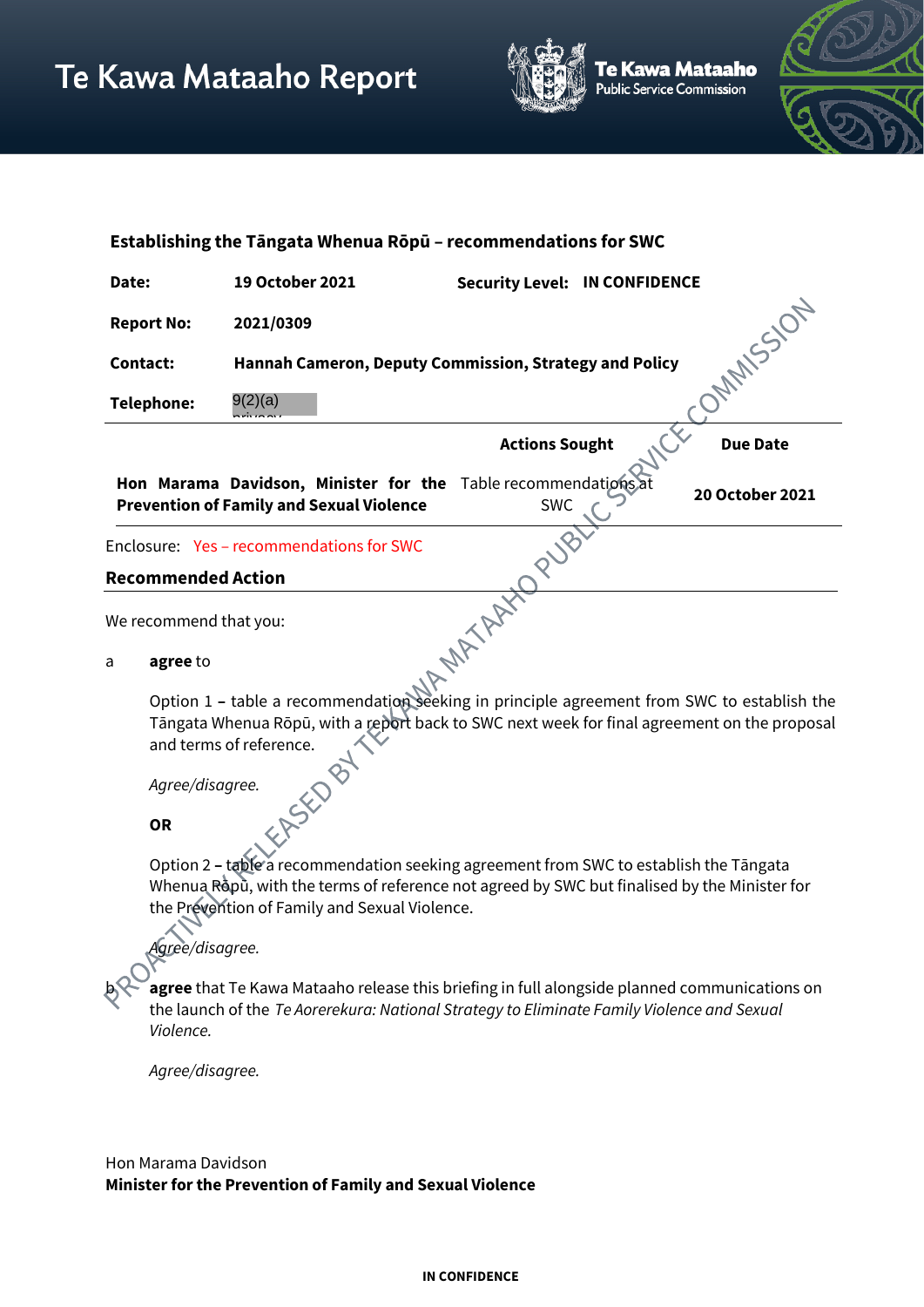# Te Kawa Mataaho Report

Te Kawa Mataaho Public Service Commission

## Establishing the Tāngata Whenua Rōpū – recommendations for SWC

| | | | |
|---|---|---|---|
| **Date:** | **19 October 2021** | **Security Level:** | **IN CONFIDENCE** |
| **Report No:** | **2021/0309** | | |
| **Contact:** | **Hannah Cameron, Deputy Commission, Strategy and Policy** | | |
| **Telephone:** | 9(2)(a) privacy | | |

| | Actions Sought | Due Date |
|---|---|---|
| **Hon Marama Davidson, Minister for the Prevention of Family and Sexual Violence** | Table recommendations at SWC | **20 October 2021** |

Enclosure: Yes – recommendations for SWC

### Recommended Action

We recommend that you:

a **agree** to

Option 1 – table a recommendation seeking in principle agreement from SWC to establish the Tāngata Whenua Rōpū, with a report back to SWC next week for final agreement on the proposal and terms of reference.

*Agree/disagree.*

**OR**

Option 2 – table a recommendation seeking agreement from SWC to establish the Tāngata Whenua Rōpū, with the terms of reference not agreed by SWC but finalised by the Minister for the Prevention of Family and Sexual Violence.

*Agree/disagree.*

b **agree** that Te Kawa Mataaho release this briefing in full alongside planned communications on the launch of the *Te Aorerekura: National Strategy to Eliminate Family Violence and Sexual Violence.*

*Agree/disagree.*

Hon Marama Davidson
**Minister for the Prevention of Family and Sexual Violence**

PROACTIVELY RELEASED BY TE KAWA MATAAHO PUBLIC SERVICE COMMISSION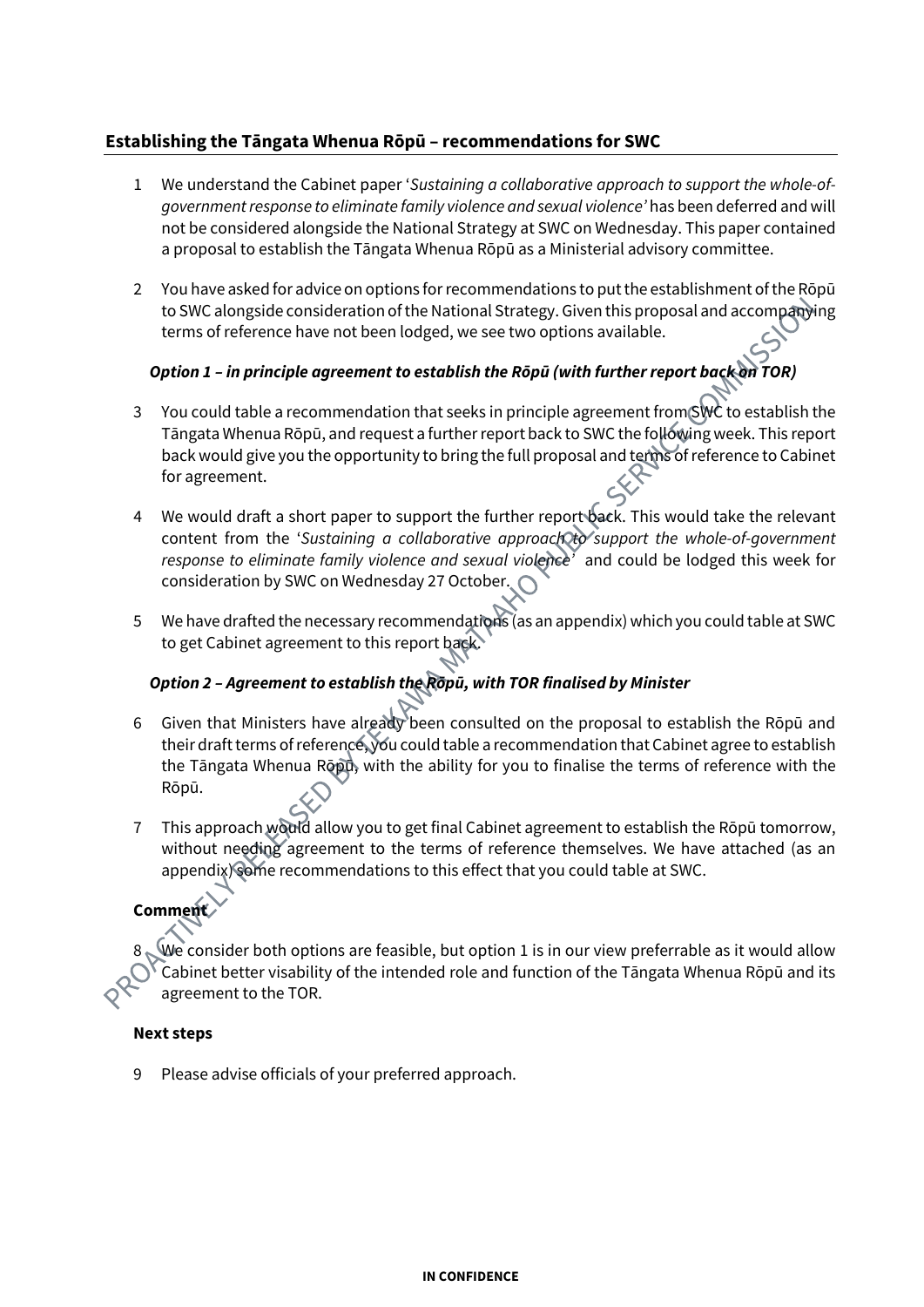## Establishing the Tāngata Whenua Rōpū – recommendations for SWC

1. We understand the Cabinet paper '*Sustaining a collaborative approach to support the whole-of-government response to eliminate family violence and sexual violence'* has been deferred and will not be considered alongside the National Strategy at SWC on Wednesday. This paper contained a proposal to establish the Tāngata Whenua Rōpū as a Ministerial advisory committee.

2. You have asked for advice on options for recommendations to put the establishment of the Rōpū to SWC alongside consideration of the National Strategy. Given this proposal and accompanying terms of reference have not been lodged, we see two options available.

***Option 1 – in principle agreement to establish the Rōpū (with further report back on TOR)***

3. You could table a recommendation that seeks in principle agreement from SWC to establish the Tāngata Whenua Rōpū, and request a further report back to SWC the following week. This report back would give you the opportunity to bring the full proposal and terms of reference to Cabinet for agreement.

4. We would draft a short paper to support the further report back. This would take the relevant content from the '*Sustaining a collaborative approach to support the whole-of-government response to eliminate family violence and sexual violence*' and could be lodged this week for consideration by SWC on Wednesday 27 October.

5. We have drafted the necessary recommendations (as an appendix) which you could table at SWC to get Cabinet agreement to this report back.

***Option 2 – Agreement to establish the Rōpū, with TOR finalised by Minister***

6. Given that Ministers have already been consulted on the proposal to establish the Rōpū and their draft terms of reference, you could table a recommendation that Cabinet agree to establish the Tāngata Whenua Rōpū, with the ability for you to finalise the terms of reference with the Rōpū.

7. This approach would allow you to get final Cabinet agreement to establish the Rōpū tomorrow, without needing agreement to the terms of reference themselves. We have attached (as an appendix) some recommendations to this effect that you could table at SWC.

**Comment**

8. We consider both options are feasible, but option 1 is in our view preferrable as it would allow Cabinet better visability of the intended role and function of the Tāngata Whenua Rōpū and its agreement to the TOR.

**Next steps**

9. Please advise officials of your preferred approach.

**IN CONFIDENCE**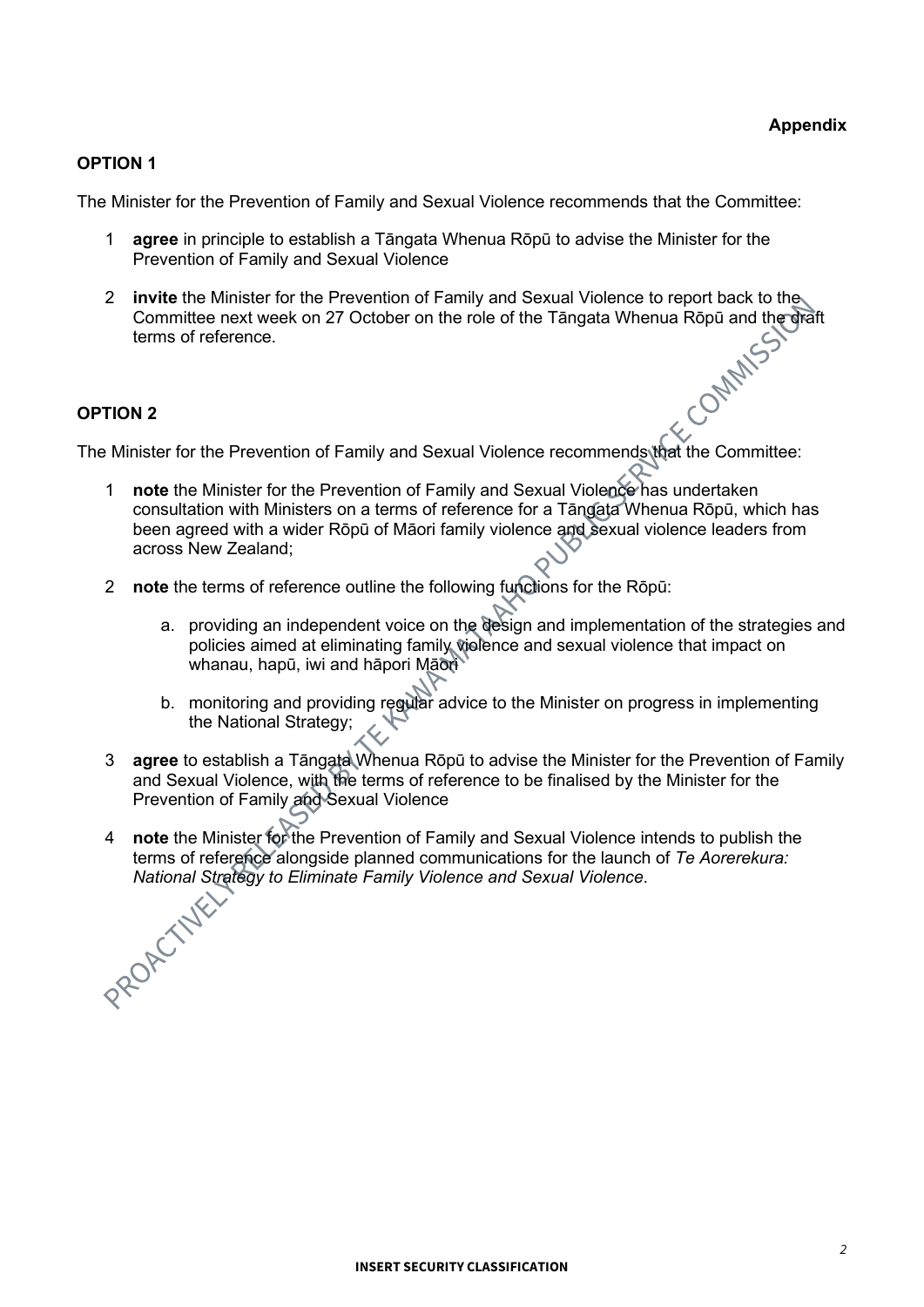**Appendix**

**OPTION 1**

The Minister for the Prevention of Family and Sexual Violence recommends that the Committee:

1. **agree** in principle to establish a Tāngata Whenua Rōpū to advise the Minister for the Prevention of Family and Sexual Violence
2. **invite** the Minister for the Prevention of Family and Sexual Violence to report back to the Committee next week on 27 October on the role of the Tāngata Whenua Rōpū and the draft terms of reference.

**OPTION 2**

The Minister for the Prevention of Family and Sexual Violence recommends that the Committee:

1. **note** the Minister for the Prevention of Family and Sexual Violence has undertaken consultation with Ministers on a terms of reference for a Tāngata Whenua Rōpū, which has been agreed with a wider Rōpū of Māori family violence and sexual violence leaders from across New Zealand;
2. **note** the terms of reference outline the following functions for the Rōpū:
   a. providing an independent voice on the design and implementation of the strategies and policies aimed at eliminating family violence and sexual violence that impact on whanau, hapū, iwi and hāpori Māori
   b. monitoring and providing regular advice to the Minister on progress in implementing the National Strategy;
3. **agree** to establish a Tāngata Whenua Rōpū to advise the Minister for the Prevention of Family and Sexual Violence, with the terms of reference to be finalised by the Minister for the Prevention of Family and Sexual Violence
4. **note** the Minister for the Prevention of Family and Sexual Violence intends to publish the terms of reference alongside planned communications for the launch of *Te Aorerekura: National Strategy to Eliminate Family Violence and Sexual Violence*.